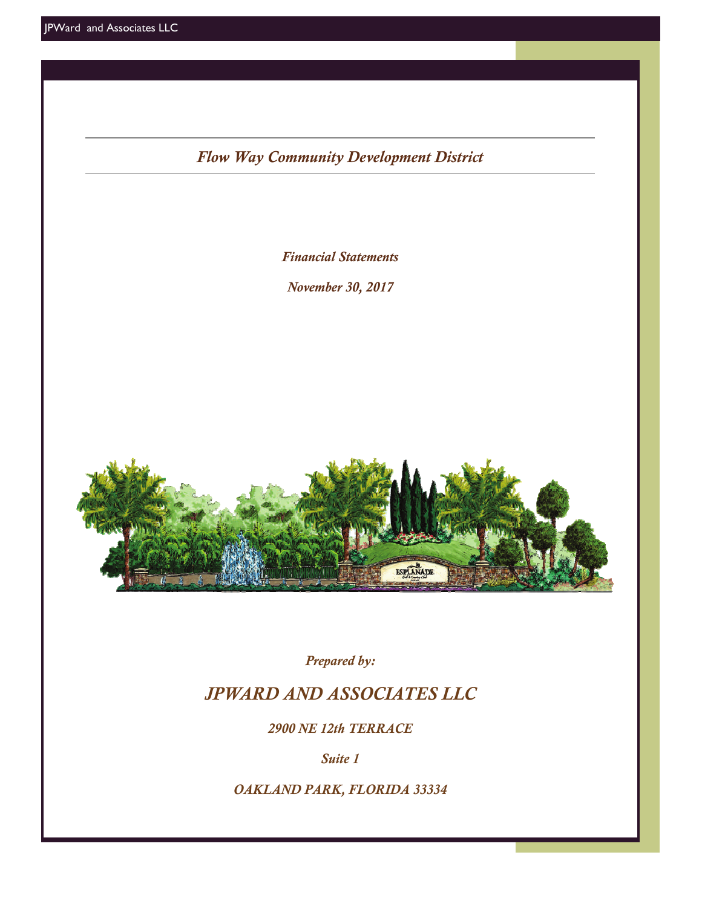# *Flow Way Community Development District*

*Financial Statements*

*November 30, 2017*

*Prepared by:*

## *JPWARD AND ASSOCIATES LLC*

*2900 NE 12th TERRACE*

*Suite 1*

*OAKLAND PARK, FLORIDA 33334*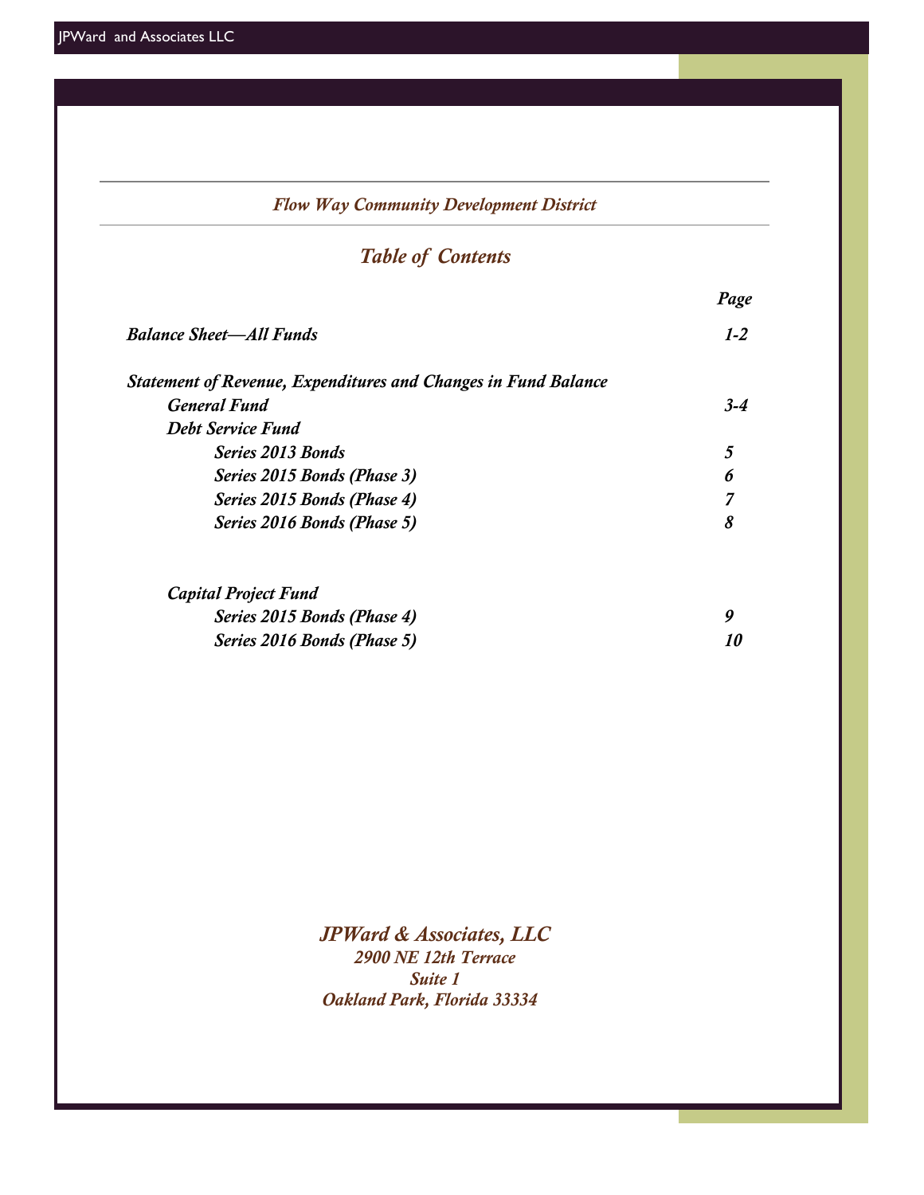## *Flow Way Community Development District*

# *Table of Contents*

| | Page |
|---|---|
| ***Balance Sheet—All Funds*** | ***1-2*** |
| ***Statement of Revenue, Expenditures and Changes in Fund Balance*** | |
| ***General Fund*** | ***3-4*** |
| ***Debt Service Fund*** | |
| ***Series 2013 Bonds*** | ***5*** |
| ***Series 2015 Bonds (Phase 3)*** | ***6*** |
| ***Series 2015 Bonds (Phase 4)*** | ***7*** |
| ***Series 2016 Bonds (Phase 5)*** | ***8*** |
| ***Capital Project Fund*** | |
| ***Series 2015 Bonds (Phase 4)*** | ***9*** |
| ***Series 2016 Bonds (Phase 5)*** | ***10*** |

***JPWard & Associates, LLC***
***2900 NE 12th Terrace***
***Suite 1***
***Oakland Park, Florida 33334***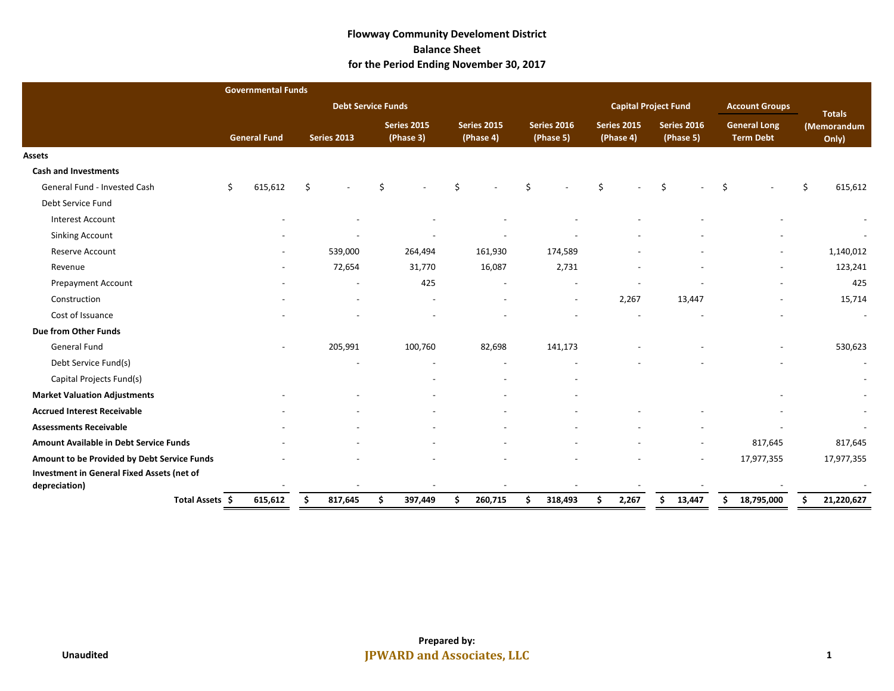# Flowway Community Develoment District
## Balance Sheet
### for the Period Ending November 30, 2017

| | Governmental Funds | | | | | | | | |
|---|---|---|---|---|---|---|---|---|---|
| | | Debt Service Funds | | | | Capital Project Fund | | Account Groups | Totals (Memorandum Only) |
| | General Fund | Series 2013 | Series 2015 (Phase 3) | Series 2015 (Phase 4) | Series 2016 (Phase 5) | Series 2015 (Phase 4) | Series 2016 (Phase 5) | General Long Term Debt | |
| **Assets** | | | | | | | | | |
| **Cash and Investments** | | | | | | | | | |
| General Fund - Invested Cash | $ 615,612 | $ - | $ - | $ - | $ - | $ - | $ - | $ - | $ 615,612 |
| Debt Service Fund | | | | | | | | | |
| Interest Account | - | - | - | - | - | - | - | - | - |
| Sinking Account | - | - | - | - | - | - | - | - | - |
| Reserve Account | - | 539,000 | 264,494 | 161,930 | 174,589 | - | - | - | 1,140,012 |
| Revenue | - | 72,654 | 31,770 | 16,087 | 2,731 | - | - | - | 123,241 |
| Prepayment Account | - | - | 425 | - | - | - | - | - | 425 |
| Construction | - | - | - | - | - | 2,267 | 13,447 | - | 15,714 |
| Cost of Issuance | - | - | - | - | - | - | - | - | - |
| **Due from Other Funds** | | | | | | | | | |
| General Fund | - | 205,991 | 100,760 | 82,698 | 141,173 | - | - | - | 530,623 |
| Debt Service Fund(s) | | - | - | - | - | - | - | - | - |
| Capital Projects Fund(s) | | | - | - | - | | | | - |
| **Market Valuation Adjustments** | - | - | - | - | - | | | - | - |
| **Accrued Interest Receivable** | - | - | - | - | - | - | - | - | - |
| **Assessments Receivable** | - | - | - | - | - | - | - | - | - |
| **Amount Available in Debt Service Funds** | - | - | - | - | - | - | - | 817,645 | 817,645 |
| **Amount to be Provided by Debt Service Funds** | - | - | - | - | - | - | - | 17,977,355 | 17,977,355 |
| **Investment in General Fixed Assets (net of depreciation)** | - | - | - | - | - | - | - | - | - |
| **Total Assets** | **$ 615,612** | **$ 817,645** | **$ 397,449** | **$ 260,715** | **$ 318,493** | **$ 2,267** | **$ 13,447** | **$ 18,795,000** | **$ 21,220,627** |

Unaudited

**Prepared by:**
**JPWARD and Associates, LLC**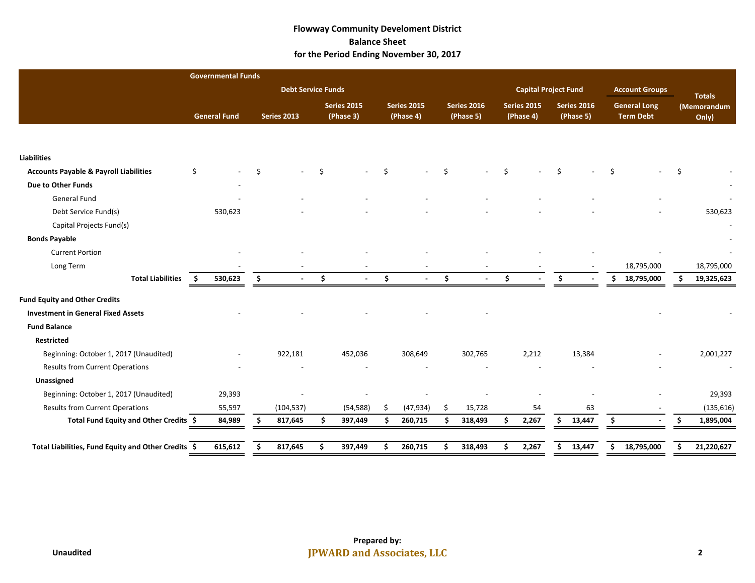# Flowway Community Develoment District
## Balance Sheet
### for the Period Ending November 30, 2017

| | Governmental Funds | | | | | | | | |
|---|---|---|---|---|---|---|---|---|---|
| | | Debt Service Funds | | | | Capital Project Fund | | Account Groups | Totals |
| | General Fund | Series 2013 | Series 2015 (Phase 3) | Series 2015 (Phase 4) | Series 2016 (Phase 5) | Series 2015 (Phase 4) | Series 2016 (Phase 5) | General Long Term Debt | (Memorandum Only) |
| **Liabilities** | | | | | | | | | |
| **Accounts Payable & Payroll Liabilities** | $ - | $ - | $ - | $ - | $ - | $ - | $ - | $ - | $ - |
| **Due to Other Funds** | - | | | | | | | | - |
| General Fund | - | - | - | - | - | - | - | - | - |
| Debt Service Fund(s) | 530,623 | - | - | - | - | - | - | - | 530,623 |
| Capital Projects Fund(s) | | | | | | | | | - |
| **Bonds Payable** | | | | | | | | | - |
| Current Portion | - | - | - | - | - | - | - | - | - |
| Long Term | - | - | - | - | - | - | - | 18,795,000 | 18,795,000 |
| **Total Liabilities** | **$ 530,623** | **$ -** | **$ -** | **$ -** | **$ -** | **$ -** | **$ -** | **$ 18,795,000** | **$ 19,325,623** |
| **Fund Equity and Other Credits** | | | | | | | | | |
| **Investment in General Fixed Assets** | - | - | - | - | - | | | - | - |
| **Fund Balance** | | | | | | | | | |
| **Restricted** | | | | | | | | | |
| Beginning: October 1, 2017 (Unaudited) | - | 922,181 | 452,036 | 308,649 | 302,765 | 2,212 | 13,384 | - | 2,001,227 |
| Results from Current Operations | - | - | - | - | - | - | - | - | - |
| **Unassigned** | | | | | | | | | |
| Beginning: October 1, 2017 (Unaudited) | 29,393 | - | - | - | - | - | - | - | 29,393 |
| Results from Current Operations | 55,597 | (104,537) | (54,588) | $ (47,934) | $ 15,728 | 54 | 63 | - | (135,616) |
| **Total Fund Equity and Other Credits** | **$ 84,989** | **$ 817,645** | **$ 397,449** | **$ 260,715** | **$ 318,493** | **$ 2,267** | **$ 13,447** | **$ -** | **$ 1,895,004** |
| **Total Liabilities, Fund Equity and Other Credits** | **$ 615,612** | **$ 817,645** | **$ 397,449** | **$ 260,715** | **$ 318,493** | **$ 2,267** | **$ 13,447** | **$ 18,795,000** | **$ 21,220,627** |

Unaudited

**Prepared by:**
**JPWARD and Associates, LLC**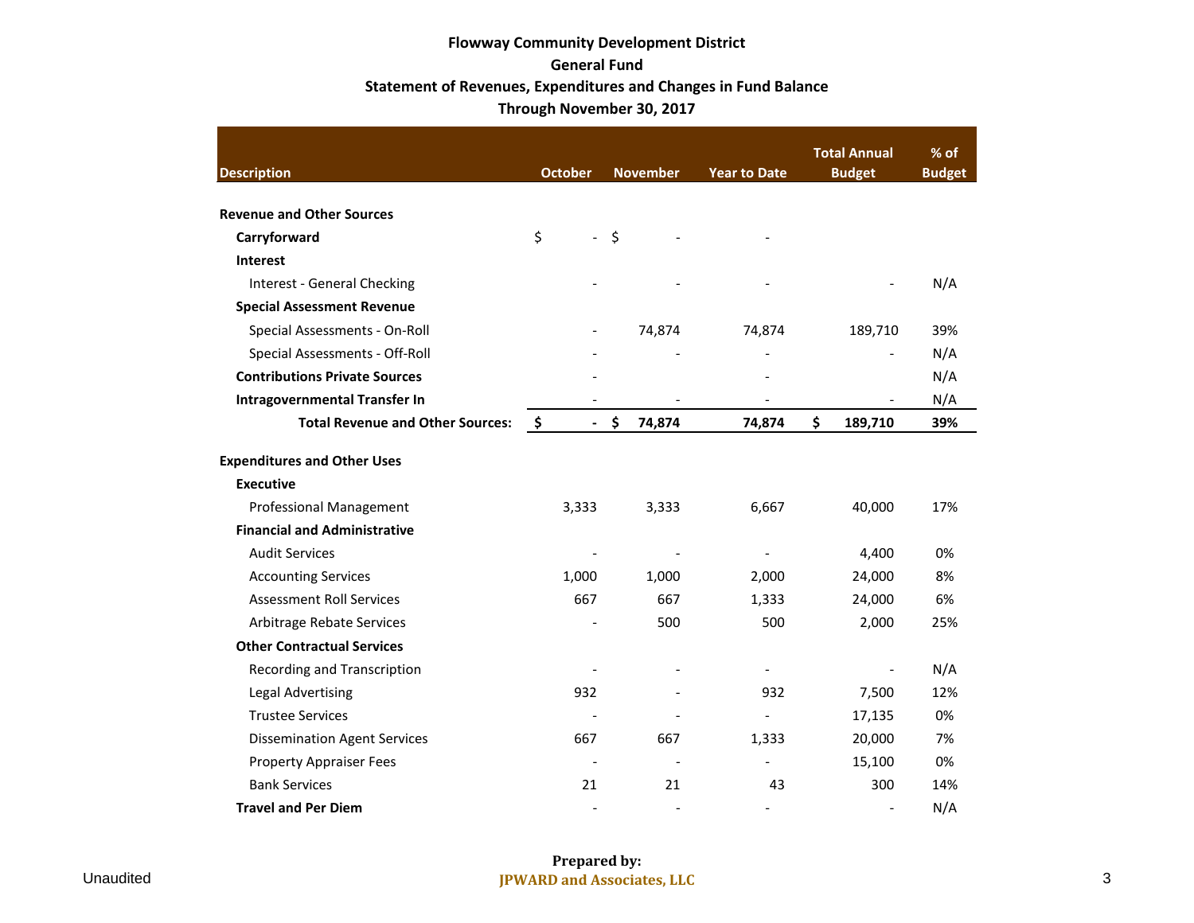**Flowway Community Development District**
**General Fund**
**Statement of Revenues, Expenditures and Changes in Fund Balance**
**Through November 30, 2017**

| Description | October | November | Year to Date | Total Annual Budget | % of Budget |
|---|---|---|---|---|---|
| **Revenue and Other Sources** | | | | | |
| **Carryforward** | $ - | $ - | - | | |
| **Interest** | | | | | |
| Interest - General Checking | - | - | - | - | N/A |
| **Special Assessment Revenue** | | | | | |
| Special Assessments - On-Roll | - | 74,874 | 74,874 | 189,710 | 39% |
| Special Assessments - Off-Roll | - | - | - | - | N/A |
| **Contributions Private Sources** | - | | - | | N/A |
| **Intragovernmental Transfer In** | - | - | - | - | N/A |
| **Total Revenue and Other Sources:** | **$ -** | **$ 74,874** | **74,874** | **$ 189,710** | **39%** |
| **Expenditures and Other Uses** | | | | | |
| **Executive** | | | | | |
| Professional Management | 3,333 | 3,333 | 6,667 | 40,000 | 17% |
| **Financial and Administrative** | | | | | |
| Audit Services | - | - | - | 4,400 | 0% |
| Accounting Services | 1,000 | 1,000 | 2,000 | 24,000 | 8% |
| Assessment Roll Services | 667 | 667 | 1,333 | 24,000 | 6% |
| Arbitrage Rebate Services | - | 500 | 500 | 2,000 | 25% |
| **Other Contractual Services** | | | | | |
| Recording and Transcription | - | - | - | - | N/A |
| Legal Advertising | 932 | - | 932 | 7,500 | 12% |
| Trustee Services | - | - | - | 17,135 | 0% |
| Dissemination Agent Services | 667 | 667 | 1,333 | 20,000 | 7% |
| Property Appraiser Fees | - | - | - | 15,100 | 0% |
| Bank Services | 21 | 21 | 43 | 300 | 14% |
| **Travel and Per Diem** | - | - | - | - | N/A |

Unaudited

**Prepared by:**
**JPWARD and Associates, LLC**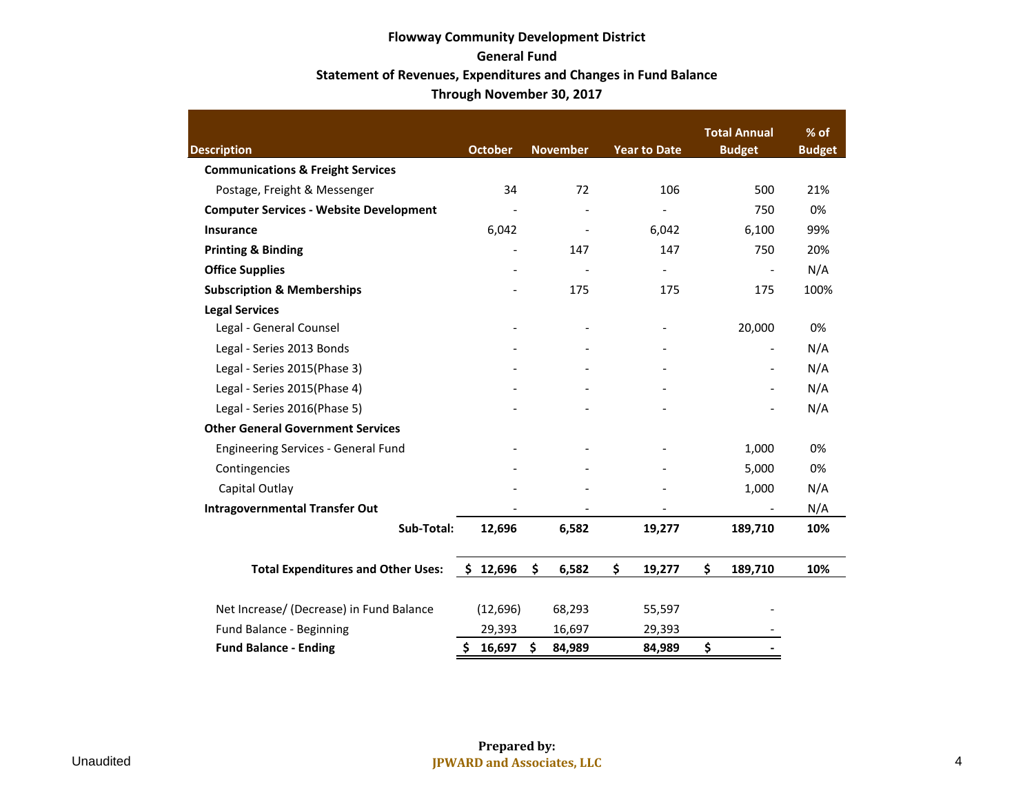**Flowway Community Development District**
**General Fund**
**Statement of Revenues, Expenditures and Changes in Fund Balance**
**Through November 30, 2017**

| Description | October | November | Year to Date | Total Annual Budget | % of Budget |
|---|---|---|---|---|---|
| **Communications & Freight Services** | | | | | |
| Postage, Freight & Messenger | 34 | 72 | 106 | 500 | 21% |
| **Computer Services - Website Development** | - | - | - | 750 | 0% |
| **Insurance** | 6,042 | - | 6,042 | 6,100 | 99% |
| **Printing & Binding** | - | 147 | 147 | 750 | 20% |
| **Office Supplies** | - | - | - | - | N/A |
| **Subscription & Memberships** | - | 175 | 175 | 175 | 100% |
| **Legal Services** | | | | | |
| Legal - General Counsel | - | - | - | 20,000 | 0% |
| Legal - Series 2013 Bonds | - | - | - | - | N/A |
| Legal - Series 2015(Phase 3) | - | - | - | - | N/A |
| Legal - Series 2015(Phase 4) | - | - | - | - | N/A |
| Legal - Series 2016(Phase 5) | - | - | - | - | N/A |
| **Other General Government Services** | | | | | |
| Engineering Services - General Fund | - | - | - | 1,000 | 0% |
| Contingencies | - | - | - | 5,000 | 0% |
| Capital Outlay | - | - | - | 1,000 | N/A |
| **Intragovernmental Transfer Out** | - | - | - | - | N/A |
| **Sub-Total:** | **12,696** | **6,582** | **19,277** | **189,710** | **10%** |
| **Total Expenditures and Other Uses:** | **$ 12,696** | **$ 6,582** | **$ 19,277** | **$ 189,710** | **10%** |
| Net Increase/ (Decrease) in Fund Balance | (12,696) | 68,293 | 55,597 | - | |
| Fund Balance - Beginning | 29,393 | 16,697 | 29,393 | - | |
| **Fund Balance - Ending** | **$ 16,697** | **$ 84,989** | **84,989** | **$ -** | |

Unaudited

**Prepared by:**
**JPWARD and Associates, LLC**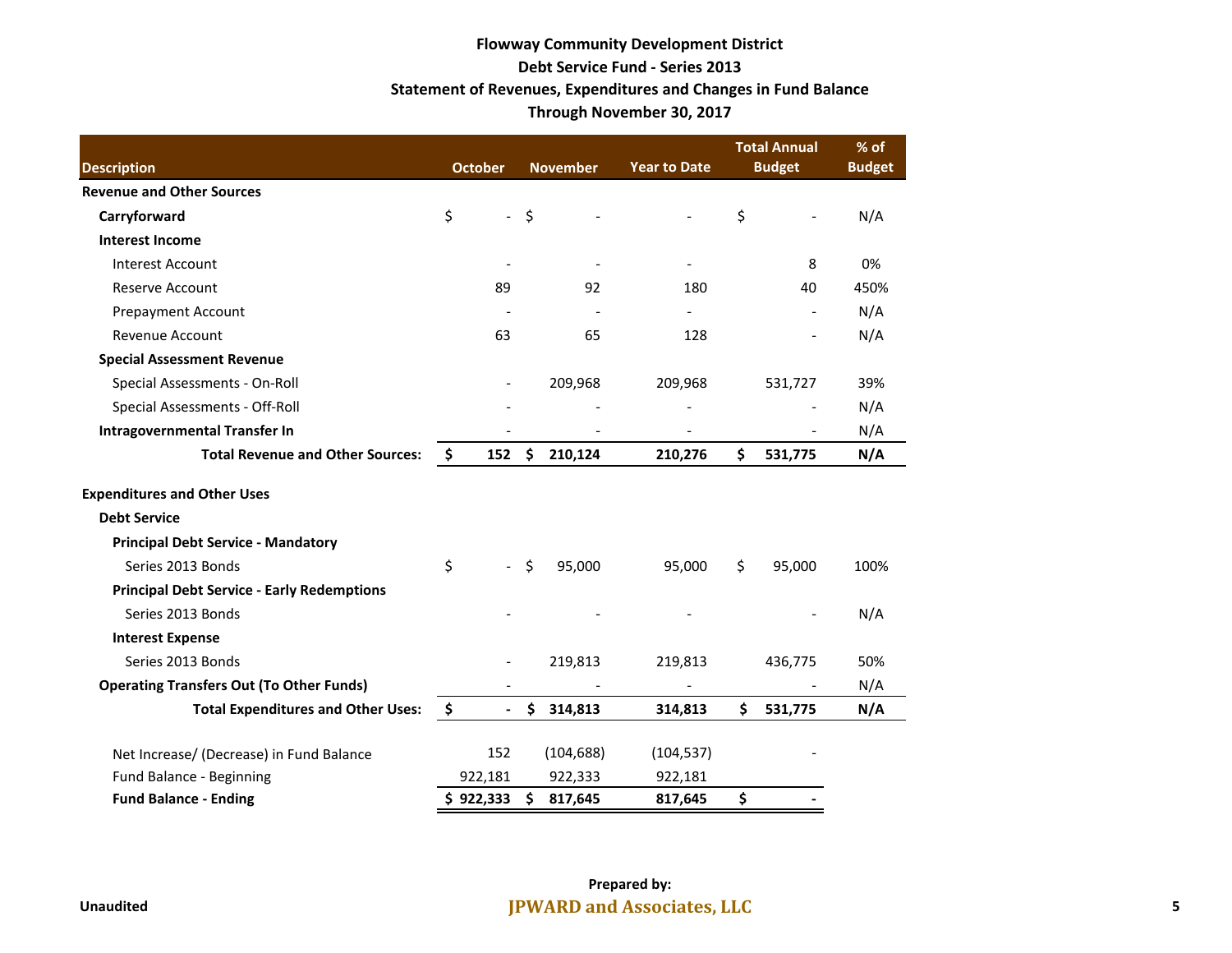**Flowway Community Development District**
**Debt Service Fund - Series 2013**
**Statement of Revenues, Expenditures and Changes in Fund Balance**
**Through November 30, 2017**

| Description | October | November | Year to Date | Total Annual Budget | % of Budget |
|---|---|---|---|---|---|
| **Revenue and Other Sources** | | | | | |
| **Carryforward** | $ - | $ - | - | $ - | N/A |
| **Interest Income** | | | | | |
| Interest Account | - | - | - | 8 | 0% |
| Reserve Account | 89 | 92 | 180 | 40 | 450% |
| Prepayment Account | - | - | - | - | N/A |
| Revenue Account | 63 | 65 | 128 | - | N/A |
| **Special Assessment Revenue** | | | | | |
| Special Assessments - On-Roll | - | 209,968 | 209,968 | 531,727 | 39% |
| Special Assessments - Off-Roll | - | - | - | - | N/A |
| **Intragovernmental Transfer In** | - | - | - | - | N/A |
| **Total Revenue and Other Sources:** | **$ 152** | **$ 210,124** | **210,276** | **$ 531,775** | **N/A** |
| | | | | | |
| **Expenditures and Other Uses** | | | | | |
| **Debt Service** | | | | | |
| **Principal Debt Service - Mandatory** | | | | | |
| Series 2013 Bonds | $ - | $ 95,000 | 95,000 | $ 95,000 | 100% |
| **Principal Debt Service - Early Redemptions** | | | | | |
| Series 2013 Bonds | - | - | - | - | N/A |
| **Interest Expense** | | | | | |
| Series 2013 Bonds | - | 219,813 | 219,813 | 436,775 | 50% |
| **Operating Transfers Out (To Other Funds)** | - | - | - | - | N/A |
| **Total Expenditures and Other Uses:** | **$ -** | **$ 314,813** | **314,813** | **$ 531,775** | **N/A** |
| | | | | | |
| Net Increase/ (Decrease) in Fund Balance | 152 | (104,688) | (104,537) | - | |
| Fund Balance - Beginning | 922,181 | 922,333 | 922,181 | | |
| **Fund Balance - Ending** | **$ 922,333** | **$ 817,645** | **817,645** | **$ -** | |

Unaudited

Prepared by:
**JPWARD and Associates, LLC**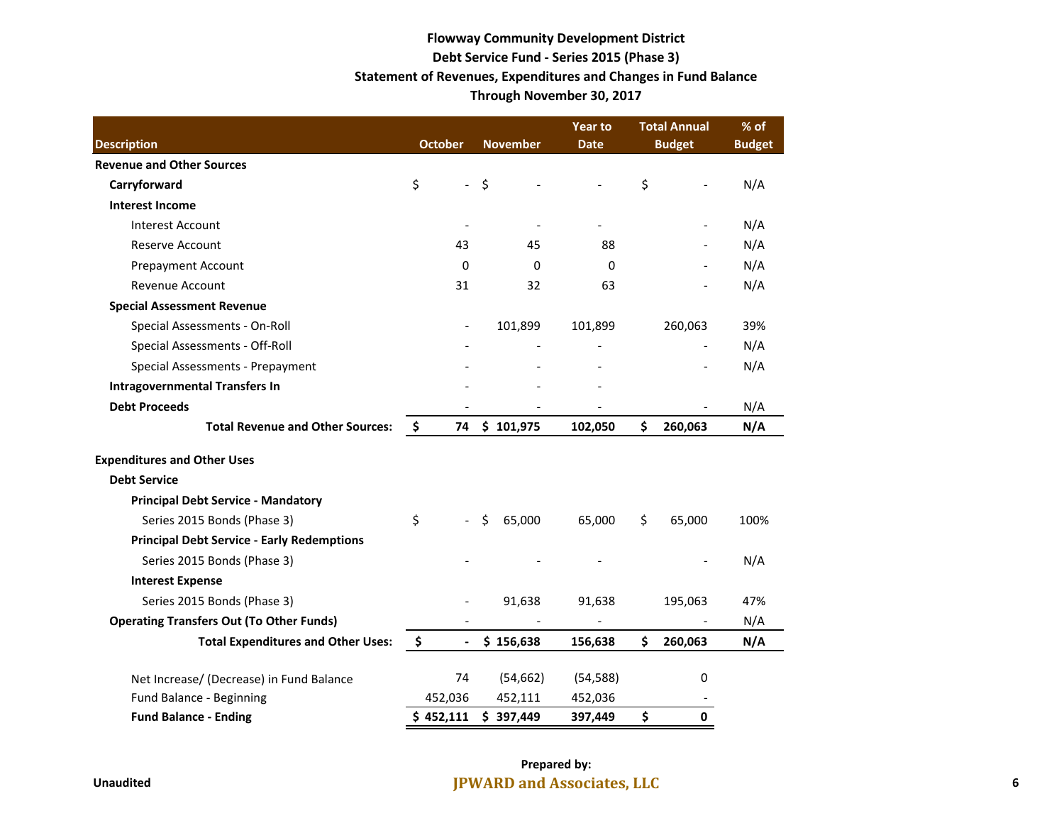**Flowway Community Development District**
**Debt Service Fund - Series 2015 (Phase 3)**
**Statement of Revenues, Expenditures and Changes in Fund Balance**
**Through November 30, 2017**

| Description | October | November | Year to Date | Total Annual Budget | % of Budget |
|---|---|---|---|---|---|
| **Revenue and Other Sources** | | | | | |
| **Carryforward** | $ - | $ - | - | $ - | N/A |
| **Interest Income** | | | | | |
| Interest Account | - | - | - | - | N/A |
| Reserve Account | 43 | 45 | 88 | - | N/A |
| Prepayment Account | 0 | 0 | 0 | - | N/A |
| Revenue Account | 31 | 32 | 63 | - | N/A |
| **Special Assessment Revenue** | | | | | |
| Special Assessments - On-Roll | - | 101,899 | 101,899 | 260,063 | 39% |
| Special Assessments - Off-Roll | - | - | - | - | N/A |
| Special Assessments - Prepayment | - | - | - | - | N/A |
| **Intragovernmental Transfers In** | - | - | - | | |
| **Debt Proceeds** | - | - | - | - | N/A |
| **Total Revenue and Other Sources:** | **$ 74** | **$ 101,975** | **102,050** | **$ 260,063** | **N/A** |
| | | | | | |
| **Expenditures and Other Uses** | | | | | |
| **Debt Service** | | | | | |
| **Principal Debt Service - Mandatory** | | | | | |
| Series 2015 Bonds (Phase 3) | $ - | $ 65,000 | 65,000 | $ 65,000 | 100% |
| **Principal Debt Service - Early Redemptions** | | | | | |
| Series 2015 Bonds (Phase 3) | - | - | - | - | N/A |
| **Interest Expense** | | | | | |
| Series 2015 Bonds (Phase 3) | - | 91,638 | 91,638 | 195,063 | 47% |
| **Operating Transfers Out (To Other Funds)** | - | - | - | - | N/A |
| **Total Expenditures and Other Uses:** | **$ -** | **$ 156,638** | **156,638** | **$ 260,063** | **N/A** |
| | | | | | |
| Net Increase/ (Decrease) in Fund Balance | 74 | (54,662) | (54,588) | 0 | |
| Fund Balance - Beginning | 452,036 | 452,111 | 452,036 | - | |
| **Fund Balance - Ending** | **$ 452,111** | **$ 397,449** | **397,449** | **$ 0** | |

Unaudited

Prepared by:
**JPWARD and Associates, LLC**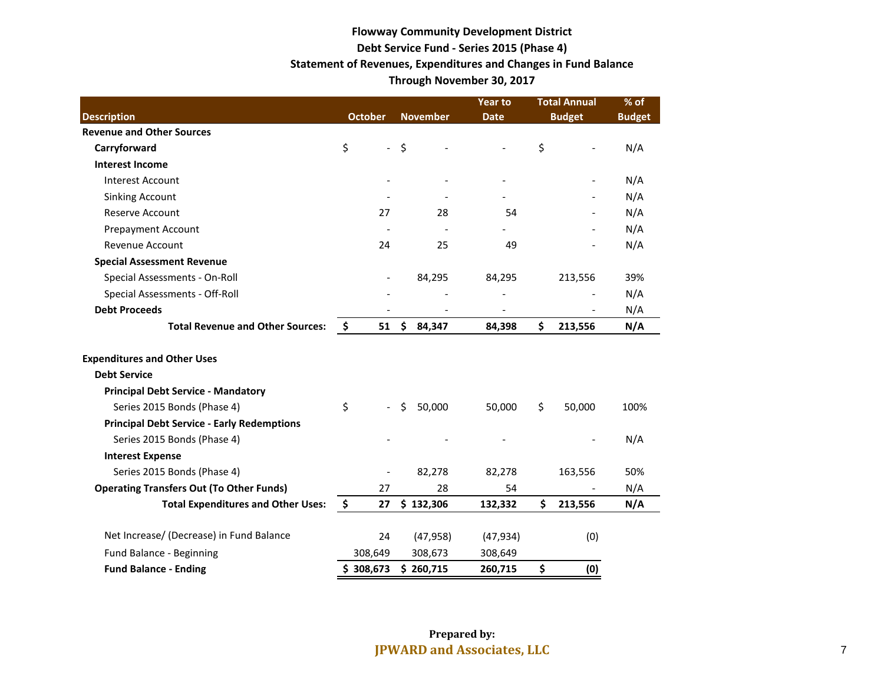# Flowway Community Development District

## Debt Service Fund - Series 2015 (Phase 4)

## Statement of Revenues, Expenditures and Changes in Fund Balance

## Through November 30, 2017

| Description | October | November | Year to Date | Total Annual Budget | % of Budget |
|---|---|---|---|---|---|
| **Revenue and Other Sources** | | | | | |
| **Carryforward** | $ - | $ - | - | $ - | N/A |
| **Interest Income** | | | | | |
| Interest Account | - | - | - | - | N/A |
| Sinking Account | - | - | - | - | N/A |
| Reserve Account | 27 | 28 | 54 | - | N/A |
| Prepayment Account | - | - | - | - | N/A |
| Revenue Account | 24 | 25 | 49 | - | N/A |
| **Special Assessment Revenue** | | | | | |
| Special Assessments - On-Roll | - | 84,295 | 84,295 | 213,556 | 39% |
| Special Assessments - Off-Roll | - | - | - | - | N/A |
| **Debt Proceeds** | - | - | - | - | N/A |
| **Total Revenue and Other Sources:** | **$ 51** | **$ 84,347** | **84,398** | **$ 213,556** | **N/A** |
| | | | | | |
| **Expenditures and Other Uses** | | | | | |
| **Debt Service** | | | | | |
| **Principal Debt Service - Mandatory** | | | | | |
| Series 2015 Bonds (Phase 4) | $ - | $ 50,000 | 50,000 | $ 50,000 | 100% |
| **Principal Debt Service - Early Redemptions** | | | | | |
| Series 2015 Bonds (Phase 4) | - | - | - | - | N/A |
| **Interest Expense** | | | | | |
| Series 2015 Bonds (Phase 4) | - | 82,278 | 82,278 | 163,556 | 50% |
| **Operating Transfers Out (To Other Funds)** | 27 | 28 | 54 | - | N/A |
| **Total Expenditures and Other Uses:** | **$ 27** | **$ 132,306** | **132,332** | **$ 213,556** | **N/A** |
| | | | | | |
| Net Increase/ (Decrease) in Fund Balance | 24 | (47,958) | (47,934) | (0) | |
| Fund Balance - Beginning | 308,649 | 308,673 | 308,649 | | |
| **Fund Balance - Ending** | **$ 308,673** | **$ 260,715** | **260,715** | **$ (0)** | |

**Prepared by:**
**JPWARD and Associates, LLC**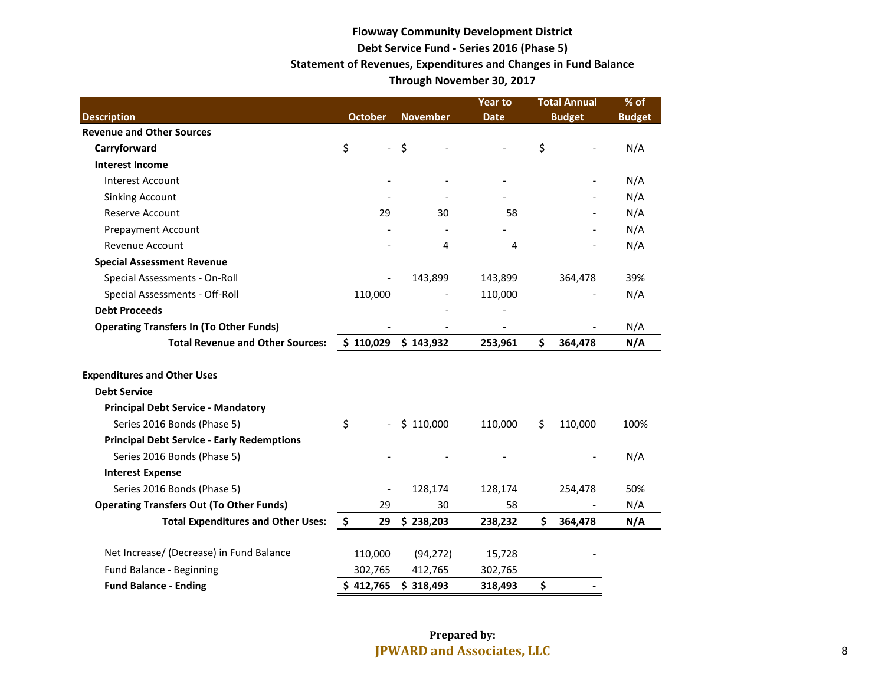**Flowway Community Development District**

**Debt Service Fund - Series 2016 (Phase 5)**

**Statement of Revenues, Expenditures and Changes in Fund Balance**

**Through November 30, 2017**

| Description | October | November | Year to Date | Total Annual Budget | % of Budget |
|---|---|---|---|---|---|
| **Revenue and Other Sources** | | | | | |
| **Carryforward** | $ - | $ - | - | $ - | N/A |
| **Interest Income** | | | | | |
| Interest Account | - | - | - | - | N/A |
| Sinking Account | - | - | - | - | N/A |
| Reserve Account | 29 | 30 | 58 | - | N/A |
| Prepayment Account | - | - | - | - | N/A |
| Revenue Account | - | 4 | 4 | - | N/A |
| **Special Assessment Revenue** | | | | | |
| Special Assessments - On-Roll | - | 143,899 | 143,899 | 364,478 | 39% |
| Special Assessments - Off-Roll | 110,000 | - | 110,000 | - | N/A |
| **Debt Proceeds** | | - | - | | |
| **Operating Transfers In (To Other Funds)** | - | - | - | - | N/A |
| **Total Revenue and Other Sources:** | **$ 110,029** | **$ 143,932** | **253,961** | **$ 364,478** | **N/A** |
| | | | | | |
| **Expenditures and Other Uses** | | | | | |
| **Debt Service** | | | | | |
| **Principal Debt Service - Mandatory** | | | | | |
| Series 2016 Bonds (Phase 5) | $ - | $ 110,000 | 110,000 | $ 110,000 | 100% |
| **Principal Debt Service - Early Redemptions** | | | | | |
| Series 2016 Bonds (Phase 5) | - | - | - | - | N/A |
| **Interest Expense** | | | | | |
| Series 2016 Bonds (Phase 5) | - | 128,174 | 128,174 | 254,478 | 50% |
| **Operating Transfers Out (To Other Funds)** | 29 | 30 | 58 | - | N/A |
| **Total Expenditures and Other Uses:** | **$ 29** | **$ 238,203** | **238,232** | **$ 364,478** | **N/A** |
| | | | | | |
| Net Increase/ (Decrease) in Fund Balance | 110,000 | (94,272) | 15,728 | - | |
| Fund Balance - Beginning | 302,765 | 412,765 | 302,765 | | |
| **Fund Balance - Ending** | **$ 412,765** | **$ 318,493** | **318,493** | **$ -** | |

**Prepared by:**

**JPWARD and Associates, LLC**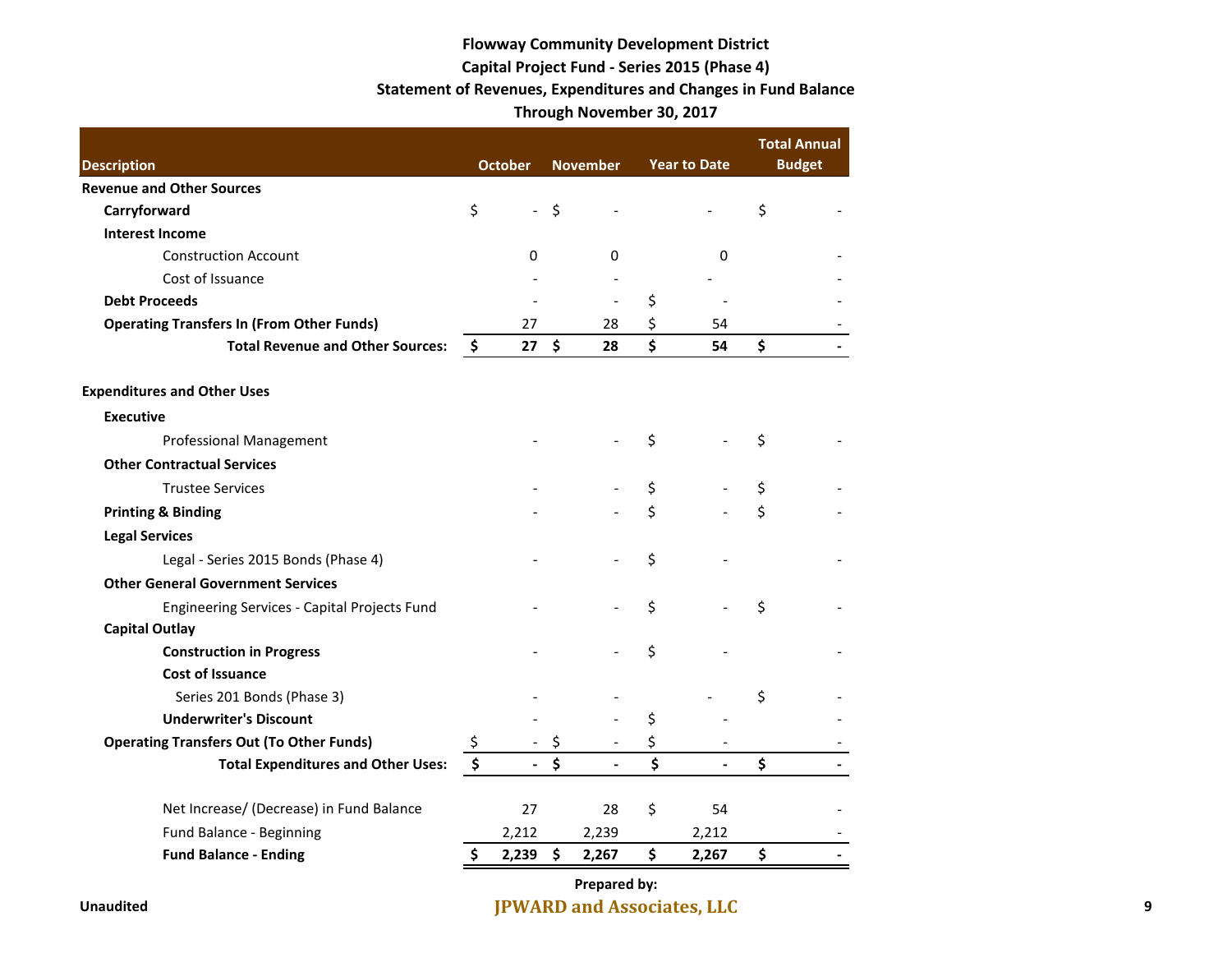**Flowway Community Development District**
**Capital Project Fund - Series 2015 (Phase 4)**
**Statement of Revenues, Expenditures and Changes in Fund Balance**
**Through November 30, 2017**

| Description | October | November | Year to Date | Total Annual Budget |
|---|---|---|---|---|
| **Revenue and Other Sources** | | | | |
| **Carryforward** | $ - | $ - | - | $ - |
| **Interest Income** | | | | |
| Construction Account | 0 | 0 | 0 | - |
| Cost of Issuance | - | - | - | - |
| **Debt Proceeds** | - | - | $ - | - |
| **Operating Transfers In (From Other Funds)** | 27 | 28 | $ 54 | - |
| **Total Revenue and Other Sources:** | **$ 27** | **$ 28** | **$ 54** | **$ -** |
| | | | | |
| **Expenditures and Other Uses** | | | | |
| **Executive** | | | | |
| Professional Management | - | - | $ - | $ - |
| **Other Contractual Services** | | | | |
| Trustee Services | - | - | $ - | $ - |
| **Printing & Binding** | - | - | $ - | $ - |
| **Legal Services** | | | | |
| Legal - Series 2015 Bonds (Phase 4) | - | - | $ - | - |
| **Other General Government Services** | | | | |
| Engineering Services - Capital Projects Fund | - | - | $ - | $ - |
| **Capital Outlay** | | | | |
| **Construction in Progress** | - | - | $ - | - |
| **Cost of Issuance** | | | | |
| Series 201 Bonds (Phase 3) | - | - | - | $ - |
| **Underwriter's Discount** | - | - | $ - | - |
| **Operating Transfers Out (To Other Funds)** | $ - | $ - | $ - | - |
| **Total Expenditures and Other Uses:** | **$ -** | **$ -** | **$ -** | **$ -** |
| | | | | |
| Net Increase/ (Decrease) in Fund Balance | 27 | 28 | $ 54 | - |
| Fund Balance - Beginning | 2,212 | 2,239 | 2,212 | - |
| **Fund Balance - Ending** | **$ 2,239** | **$ 2,267** | **$ 2,267** | **$ -** |

Unaudited

**Prepared by:**
**JPWARD and Associates, LLC**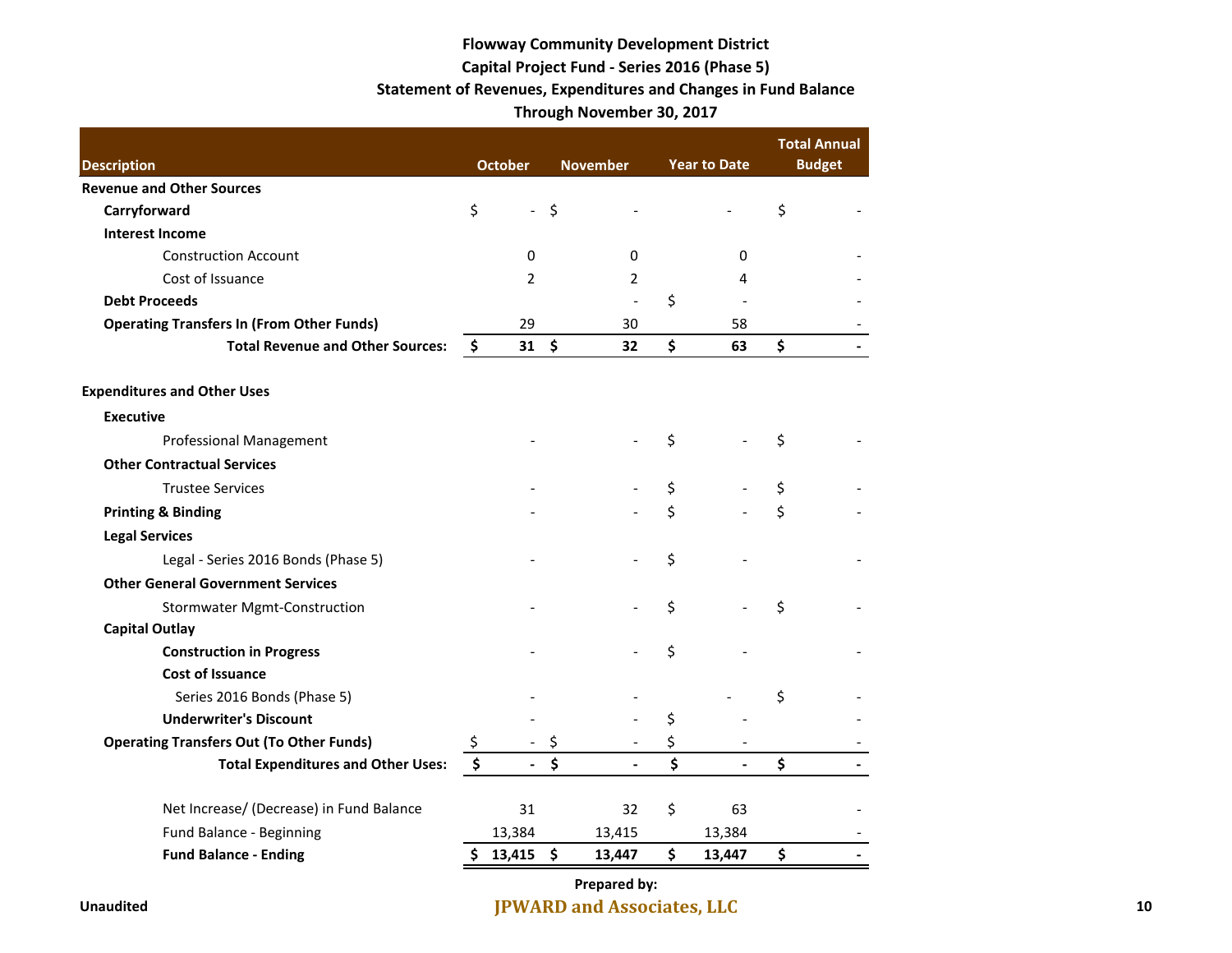## Flowway Community Development District
## Capital Project Fund - Series 2016 (Phase 5)
## Statement of Revenues, Expenditures and Changes in Fund Balance
## Through November 30, 2017

| Description | October | November | Year to Date | Total Annual Budget |
|---|---|---|---|---|
| **Revenue and Other Sources** | | | | |
| **Carryforward** | $ - | $ - | - | $ - |
| **Interest Income** | | | | |
| Construction Account | 0 | 0 | 0 | - |
| Cost of Issuance | 2 | 2 | 4 | - |
| **Debt Proceeds** | | - | $ - | - |
| **Operating Transfers In (From Other Funds)** | 29 | 30 | 58 | - |
| **Total Revenue and Other Sources:** | **$ 31** | **$ 32** | **$ 63** | **$ -** |
| **Expenditures and Other Uses** | | | | |
| **Executive** | | | | |
| Professional Management | - | - | $ - | $ - |
| **Other Contractual Services** | | | | |
| Trustee Services | - | - | $ - | $ - |
| **Printing & Binding** | - | - | $ - | $ - |
| **Legal Services** | | | | |
| Legal - Series 2016 Bonds (Phase 5) | - | - | $ - | - |
| **Other General Government Services** | | | | |
| Stormwater Mgmt-Construction | - | - | $ - | $ - |
| **Capital Outlay** | | | | |
| **Construction in Progress** | - | - | $ - | - |
| **Cost of Issuance** | | | | |
| Series 2016 Bonds (Phase 5) | - | - | - | $ - |
| **Underwriter's Discount** | - | - | $ - | - |
| **Operating Transfers Out (To Other Funds)** | $ - | $ - | $ - | - |
| **Total Expenditures and Other Uses:** | **$ -** | **$ -** | **$ -** | **$ -** |
| Net Increase/ (Decrease) in Fund Balance | 31 | 32 | $ 63 | - |
| Fund Balance - Beginning | 13,384 | 13,415 | 13,384 | - |
| **Fund Balance - Ending** | **$ 13,415** | **$ 13,447** | **$ 13,447** | **$ -** |

Unaudited

Prepared by:

**JPWARD and Associates, LLC**